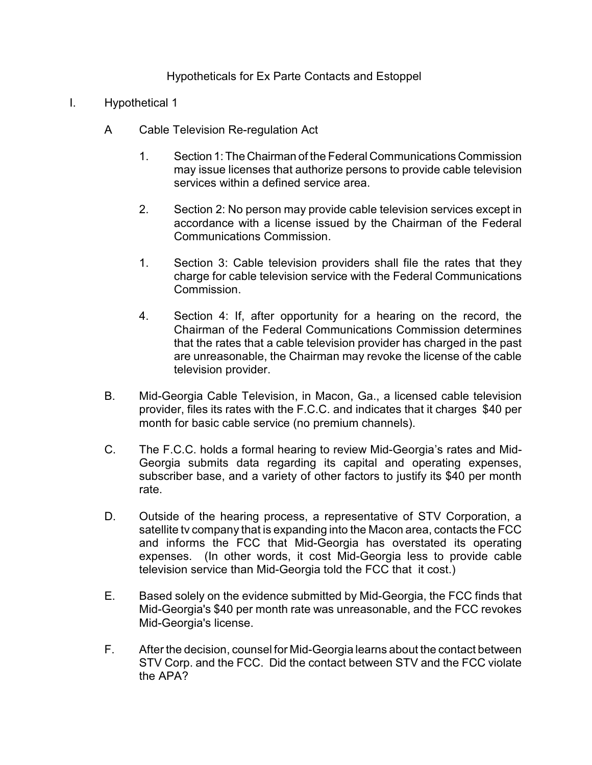Hypotheticals for Ex Parte Contacts and Estoppel

I. Hypothetical 1

A Cable Television Re-regulation Act

1. Section 1: The Chairman of the Federal Communications Commission may issue licenses that authorize persons to provide cable television services within a defined service area.

2. Section 2: No person may provide cable television services except in accordance with a license issued by the Chairman of the Federal Communications Commission.

1. Section 3: Cable television providers shall file the rates that they charge for cable television service with the Federal Communications Commission.

4. Section 4: If, after opportunity for a hearing on the record, the Chairman of the Federal Communications Commission determines that the rates that a cable television provider has charged in the past are unreasonable, the Chairman may revoke the license of the cable television provider.

B. Mid-Georgia Cable Television, in Macon, Ga., a licensed cable television provider, files its rates with the F.C.C. and indicates that it charges $40 per month for basic cable service (no premium channels).

C. The F.C.C. holds a formal hearing to review Mid-Georgia's rates and Mid-Georgia submits data regarding its capital and operating expenses, subscriber base, and a variety of other factors to justify its $40 per month rate.

D. Outside of the hearing process, a representative of STV Corporation, a satellite tv company that is expanding into the Macon area, contacts the FCC and informs the FCC that Mid-Georgia has overstated its operating expenses. (In other words, it cost Mid-Georgia less to provide cable television service than Mid-Georgia told the FCC that it cost.)

E. Based solely on the evidence submitted by Mid-Georgia, the FCC finds that Mid-Georgia's $40 per month rate was unreasonable, and the FCC revokes Mid-Georgia's license.

F. After the decision, counsel for Mid-Georgia learns about the contact between STV Corp. and the FCC. Did the contact between STV and the FCC violate the APA?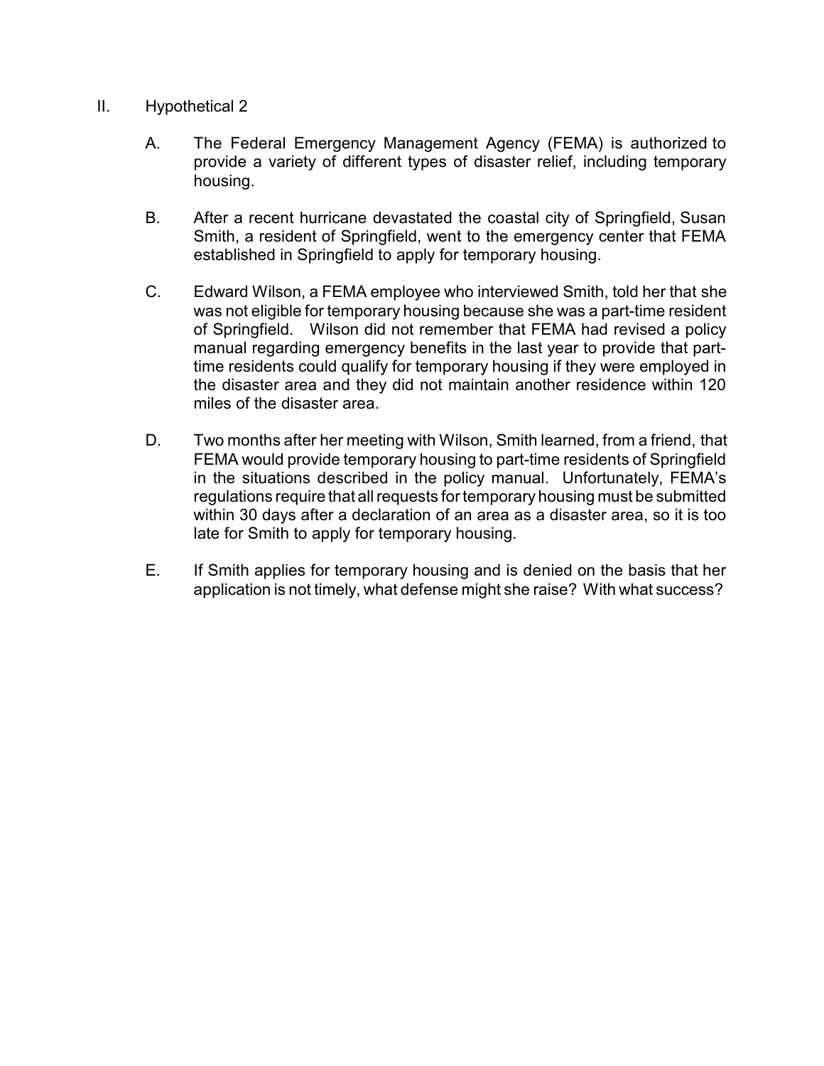II. Hypothetical 2

A. The Federal Emergency Management Agency (FEMA) is authorized to provide a variety of different types of disaster relief, including temporary housing.

B. After a recent hurricane devastated the coastal city of Springfield, Susan Smith, a resident of Springfield, went to the emergency center that FEMA established in Springfield to apply for temporary housing.

C. Edward Wilson, a FEMA employee who interviewed Smith, told her that she was not eligible for temporary housing because she was a part-time resident of Springfield. Wilson did not remember that FEMA had revised a policy manual regarding emergency benefits in the last year to provide that part-time residents could qualify for temporary housing if they were employed in the disaster area and they did not maintain another residence within 120 miles of the disaster area.

D. Two months after her meeting with Wilson, Smith learned, from a friend, that FEMA would provide temporary housing to part-time residents of Springfield in the situations described in the policy manual. Unfortunately, FEMA's regulations require that all requests for temporary housing must be submitted within 30 days after a declaration of an area as a disaster area, so it is too late for Smith to apply for temporary housing.

E. If Smith applies for temporary housing and is denied on the basis that her application is not timely, what defense might she raise? With what success?